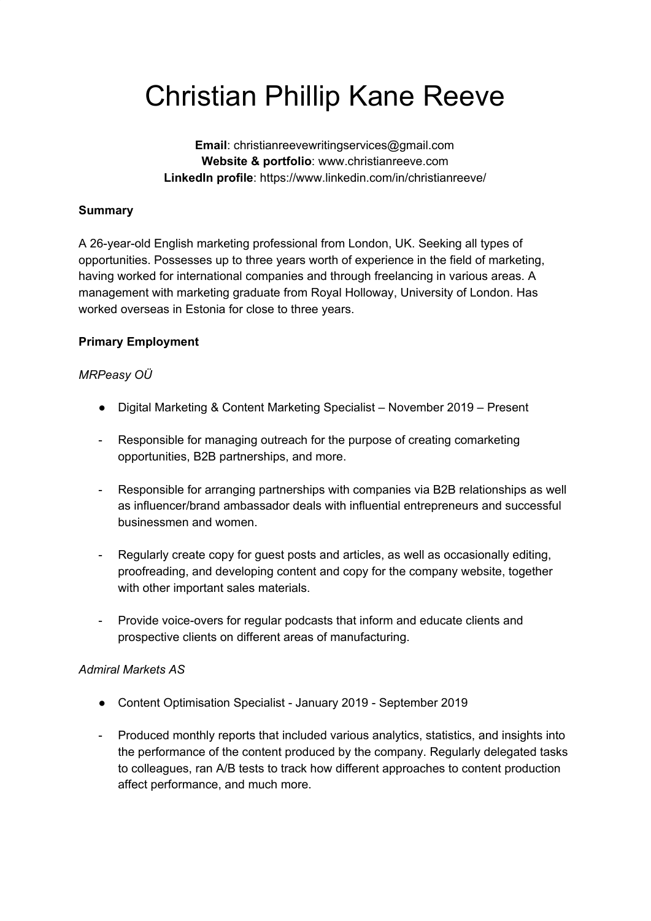# Christian Phillip Kane Reeve

**Email**: christianreevewritingservices@gmail.com
**Website & portfolio**: www.christianreeve.com
**LinkedIn profile**: https://www.linkedin.com/in/christianreeve/

**Summary**

A 26-year-old English marketing professional from London, UK. Seeking all types of opportunities. Possesses up to three years worth of experience in the field of marketing, having worked for international companies and through freelancing in various areas. A management with marketing graduate from Royal Holloway, University of London. Has worked overseas in Estonia for close to three years.

**Primary Employment**

*MRPeasy OÜ*

- Digital Marketing & Content Marketing Specialist – November 2019 – Present

- Responsible for managing outreach for the purpose of creating comarketing opportunities, B2B partnerships, and more.
- Responsible for arranging partnerships with companies via B2B relationships as well as influencer/brand ambassador deals with influential entrepreneurs and successful businessmen and women.
- Regularly create copy for guest posts and articles, as well as occasionally editing, proofreading, and developing content and copy for the company website, together with other important sales materials.
- Provide voice-overs for regular podcasts that inform and educate clients and prospective clients on different areas of manufacturing.

*Admiral Markets AS*

- Content Optimisation Specialist - January 2019 - September 2019

- Produced monthly reports that included various analytics, statistics, and insights into the performance of the content produced by the company. Regularly delegated tasks to colleagues, ran A/B tests to track how different approaches to content production affect performance, and much more.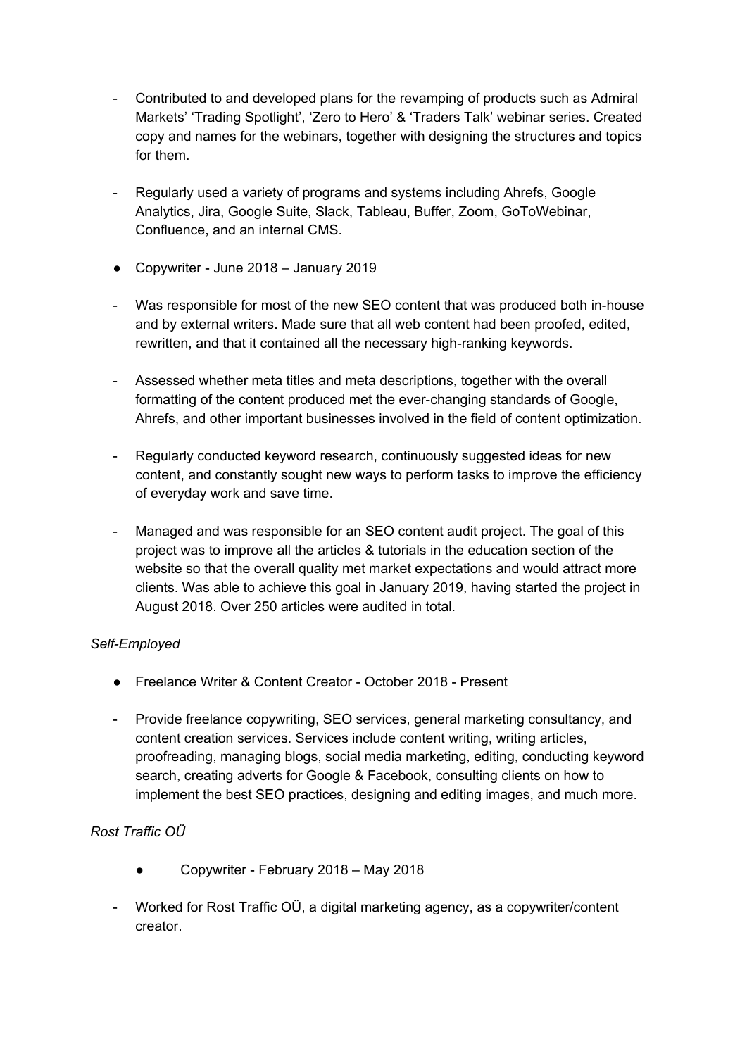- Contributed to and developed plans for the revamping of products such as Admiral Markets' 'Trading Spotlight', 'Zero to Hero' & 'Traders Talk' webinar series. Created copy and names for the webinars, together with designing the structures and topics for them.

- Regularly used a variety of programs and systems including Ahrefs, Google Analytics, Jira, Google Suite, Slack, Tableau, Buffer, Zoom, GoToWebinar, Confluence, and an internal CMS.

● Copywriter - June 2018 – January 2019

- Was responsible for most of the new SEO content that was produced both in-house and by external writers. Made sure that all web content had been proofed, edited, rewritten, and that it contained all the necessary high-ranking keywords.

- Assessed whether meta titles and meta descriptions, together with the overall formatting of the content produced met the ever-changing standards of Google, Ahrefs, and other important businesses involved in the field of content optimization.

- Regularly conducted keyword research, continuously suggested ideas for new content, and constantly sought new ways to perform tasks to improve the efficiency of everyday work and save time.

- Managed and was responsible for an SEO content audit project. The goal of this project was to improve all the articles & tutorials in the education section of the website so that the overall quality met market expectations and would attract more clients. Was able to achieve this goal in January 2019, having started the project in August 2018. Over 250 articles were audited in total.

*Self-Employed*

● Freelance Writer & Content Creator - October 2018 - Present

- Provide freelance copywriting, SEO services, general marketing consultancy, and content creation services. Services include content writing, writing articles, proofreading, managing blogs, social media marketing, editing, conducting keyword search, creating adverts for Google & Facebook, consulting clients on how to implement the best SEO practices, designing and editing images, and much more.

*Rost Traffic OÜ*

● Copywriter - February 2018 – May 2018

- Worked for Rost Traffic OÜ, a digital marketing agency, as a copywriter/content creator.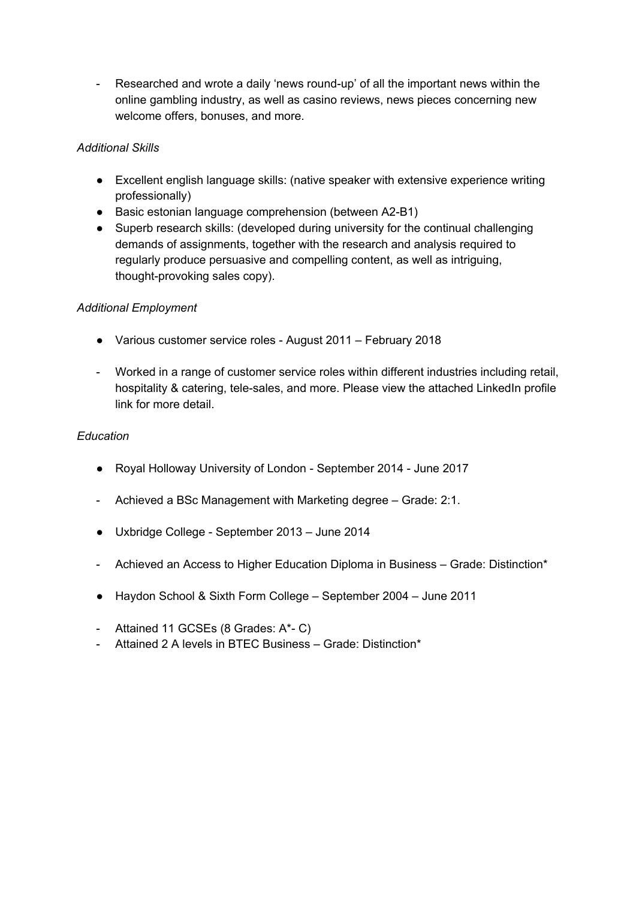- Researched and wrote a daily ‘news round-up’ of all the important news within the online gambling industry, as well as casino reviews, news pieces concerning new welcome offers, bonuses, and more.

*Additional Skills*

- Excellent english language skills: (native speaker with extensive experience writing professionally)
- Basic estonian language comprehension (between A2-B1)
- Superb research skills: (developed during university for the continual challenging demands of assignments, together with the research and analysis required to regularly produce persuasive and compelling content, as well as intriguing, thought-provoking sales copy).

*Additional Employment*

- Various customer service roles - August 2011 – February 2018

- Worked in a range of customer service roles within different industries including retail, hospitality & catering, tele-sales, and more. Please view the attached LinkedIn profile link for more detail.

*Education*

- Royal Holloway University of London - September 2014 - June 2017

- Achieved a BSc Management with Marketing degree – Grade: 2:1.

- Uxbridge College - September 2013 – June 2014

- Achieved an Access to Higher Education Diploma in Business – Grade: Distinction*

- Haydon School & Sixth Form College – September 2004 – June 2011

- Attained 11 GCSEs (8 Grades: A*- C)
- Attained 2 A levels in BTEC Business – Grade: Distinction*